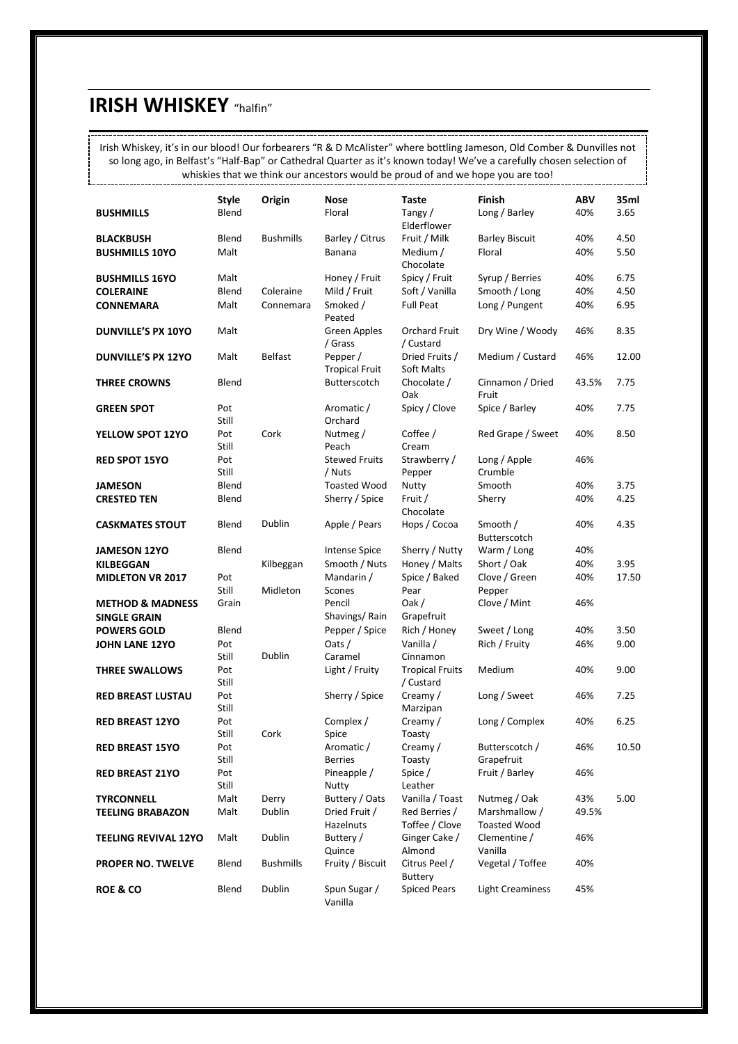# IRISH WHISKEY "halfin"

Irish Whiskey, it's in our blood! Our forbearers "R & D McAlister" where bottling Jameson, Old Comber & Dunvilles not so long ago, in Belfast's "Half-Bap" or Cathedral Quarter as it's known today! We've a carefully chosen selection of whiskies that we think our ancestors would be proud of and we hope you are too!

| | Style | Origin | Nose | Taste | Finish | ABV | 35ml |
|---|---|---|---|---|---|---|---|
| **BUSHMILLS** | Blend | | Floral | Tangy / Elderflower | Long / Barley | 40% | 3.65 |
| **BLACKBUSH** | Blend | Bushmills | Barley / Citrus | Fruit / Milk | Barley Biscuit | 40% | 4.50 |
| **BUSHMILLS 10YO** | Malt | | Banana | Medium / Chocolate | Floral | 40% | 5.50 |
| **BUSHMILLS 16YO** | Malt | | Honey / Fruit | Spicy / Fruit | Syrup / Berries | 40% | 6.75 |
| **COLERAINE** | Blend | Coleraine | Mild / Fruit | Soft / Vanilla | Smooth / Long | 40% | 4.50 |
| **CONNEMARA** | Malt | Connemara | Smoked / Peated | Full Peat | Long / Pungent | 40% | 6.95 |
| **DUNVILLE'S PX 10YO** | Malt | | Green Apples / Grass | Orchard Fruit / Custard | Dry Wine / Woody | 46% | 8.35 |
| **DUNVILLE'S PX 12YO** | Malt | Belfast | Pepper / Tropical Fruit | Dried Fruits / Soft Malts | Medium / Custard | 46% | 12.00 |
| **THREE CROWNS** | Blend | | Butterscotch | Chocolate / Oak | Cinnamon / Dried Fruit | 43.5% | 7.75 |
| **GREEN SPOT** | Pot Still | | Aromatic / Orchard | Spicy / Clove | Spice / Barley | 40% | 7.75 |
| **YELLOW SPOT 12YO** | Pot Still | Cork | Nutmeg / Peach | Coffee / Cream | Red Grape / Sweet | 40% | 8.50 |
| **RED SPOT 15YO** | Pot Still | | Stewed Fruits / Nuts | Strawberry / Pepper | Long / Apple Crumble | 46% | |
| **JAMESON** | Blend | | Toasted Wood | Nutty | Smooth | 40% | 3.75 |
| **CRESTED TEN** | Blend | | Sherry / Spice | Fruit / Chocolate | Sherry | 40% | 4.25 |
| **CASKMATES STOUT** | Blend | Dublin | Apple / Pears | Hops / Cocoa | Smooth / Butterscotch | 40% | 4.35 |
| **JAMESON 12YO** | Blend | | Intense Spice | Sherry / Nutty | Warm / Long | 40% | |
| **KILBEGGAN** | | Kilbeggan | Smooth / Nuts | Honey / Malts | Short / Oak | 40% | 3.95 |
| **MIDLETON VR 2017** | Pot Still | Midleton | Mandarin / Scones | Spice / Baked Pear | Clove / Green Pepper | 40% | 17.50 |
| **METHOD & MADNESS SINGLE GRAIN** | Grain | | Pencil Shavings/ Rain | Oak / Grapefruit | Clove / Mint | 46% | |
| **POWERS GOLD** | Blend | | Pepper / Spice | Rich / Honey | Sweet / Long | 40% | 3.50 |
| **JOHN LANE 12YO** | Pot Still | Dublin | Oats / Caramel | Vanilla / Cinnamon | Rich / Fruity | 46% | 9.00 |
| **THREE SWALLOWS** | Pot Still | | Light / Fruity | Tropical Fruits / Custard | Medium | 40% | 9.00 |
| **RED BREAST LUSTAU** | Pot Still | | Sherry / Spice | Creamy / Marzipan | Long / Sweet | 46% | 7.25 |
| **RED BREAST 12YO** | Pot Still | Cork | Complex / Spice | Creamy / Toasty | Long / Complex | 40% | 6.25 |
| **RED BREAST 15YO** | Pot Still | | Aromatic / Berries | Creamy / Toasty | Butterscotch / Grapefruit | 46% | 10.50 |
| **RED BREAST 21YO** | Pot Still | | Pineapple / Nutty | Spice / Leather | Fruit / Barley | 46% | |
| **TYRCONNELL** | Malt | Derry | Buttery / Oats | Vanilla / Toast | Nutmeg / Oak | 43% | 5.00 |
| **TEELING BRABAZON** | Malt | Dublin | Dried Fruit / Hazelnuts | Red Berries / Toffee / Clove | Marshmallow / Toasted Wood | 49.5% | |
| **TEELING REVIVAL 12YO** | Malt | Dublin | Buttery / Quince | Ginger Cake / Almond | Clementine / Vanilla | 46% | |
| **PROPER NO. TWELVE** | Blend | Bushmills | Fruity / Biscuit | Citrus Peel / Buttery | Vegetal / Toffee | 40% | |
| **ROE & CO** | Blend | Dublin | Spun Sugar / Vanilla | Spiced Pears | Light Creaminess | 45% | |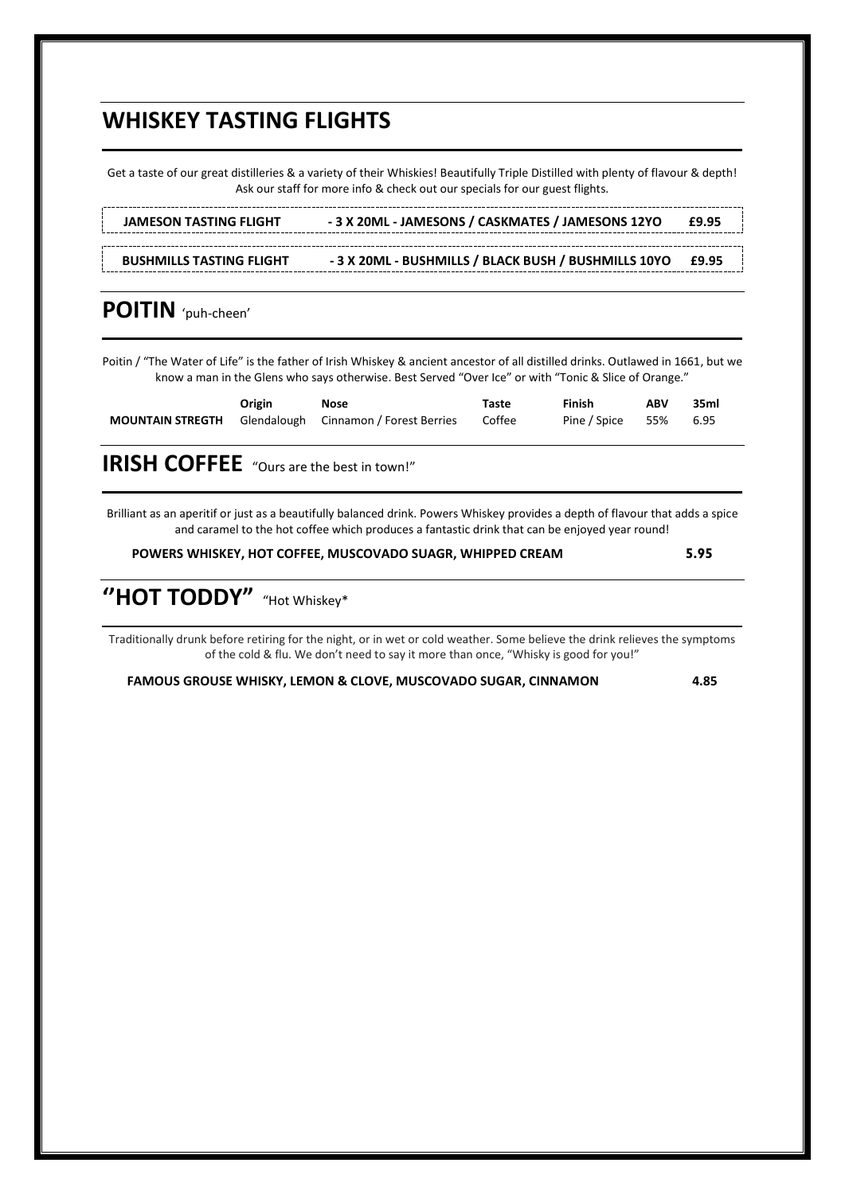## WHISKEY TASTING FLIGHTS

Get a taste of our great distilleries & a variety of their Whiskies! Beautifully Triple Distilled with plenty of flavour & depth! Ask our staff for more info & check out our specials for our guest flights.

| | | |
|---|---|---|
| **JAMESON TASTING FLIGHT** | **- 3 X 20ML - JAMESONS / CASKMATES / JAMESONS 12YO** | **£9.95** |
| **BUSHMILLS TASTING FLIGHT** | **- 3 X 20ML - BUSHMILLS / BLACK BUSH / BUSHMILLS 10YO** | **£9.95** |

## POITIN 'puh-cheen'

Poitin / "The Water of Life" is the father of Irish Whiskey & ancient ancestor of all distilled drinks. Outlawed in 1661, but we know a man in the Glens who says otherwise. Best Served "Over Ice" or with "Tonic & Slice of Orange."

| | Origin | Nose | Taste | Finish | ABV | 35ml |
|---|---|---|---|---|---|---|
| **MOUNTAIN STREGTH** | Glendalough | Cinnamon / Forest Berries | Coffee | Pine / Spice | 55% | 6.95 |

## IRISH COFFEE "Ours are the best in town!"

Brilliant as an aperitif or just as a beautifully balanced drink. Powers Whiskey provides a depth of flavour that adds a spice and caramel to the hot coffee which produces a fantastic drink that can be enjoyed year round!

**POWERS WHISKEY, HOT COFFEE, MUSCOVADO SUAGR, WHIPPED CREAM** **5.95**

## ''HOT TODDY" "Hot Whiskey*

Traditionally drunk before retiring for the night, or in wet or cold weather. Some believe the drink relieves the symptoms of the cold & flu. We don't need to say it more than once, "Whisky is good for you!"

**FAMOUS GROUSE WHISKY, LEMON & CLOVE, MUSCOVADO SUGAR, CINNAMON** **4.85**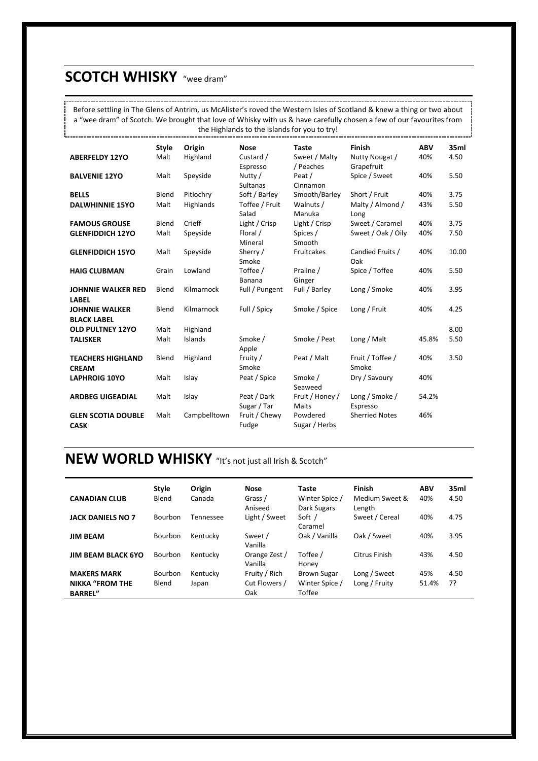## SCOTCH WHISKY "wee dram"

Before settling in The Glens of Antrim, us McAlister's roved the Western Isles of Scotland & knew a thing or two about a "wee dram" of Scotch. We brought that love of Whisky with us & have carefully chosen a few of our favourites from the Highlands to the Islands for you to try!

| | Style | Origin | Nose | Taste | Finish | ABV | 35ml |
|---|---|---|---|---|---|---|---|
| **ABERFELDY 12YO** | Malt | Highland | Custard / Espresso | Sweet / Malty / Peaches | Nutty Nougat / Grapefruit | 40% | 4.50 |
| **BALVENIE 12YO** | Malt | Speyside | Nutty / Sultanas | Peat / Cinnamon | Spice / Sweet | 40% | 5.50 |
| **BELLS** | Blend | Pitlochry | Soft / Barley | Smooth/Barley | Short / Fruit | 40% | 3.75 |
| **DALWHINNIE 15YO** | Malt | Highlands | Toffee / Fruit Salad | Walnuts / Manuka | Malty / Almond / Long | 43% | 5.50 |
| **FAMOUS GROUSE** | Blend | Crieff | Light / Crisp | Light / Crisp | Sweet / Caramel | 40% | 3.75 |
| **GLENFIDDICH 12YO** | Malt | Speyside | Floral / Mineral | Spices / Smooth | Sweet / Oak / Oily | 40% | 7.50 |
| **GLENFIDDICH 15YO** | Malt | Speyside | Sherry / Smoke | Fruitcakes | Candied Fruits / Oak | 40% | 10.00 |
| **HAIG CLUBMAN** | Grain | Lowland | Toffee / Banana | Praline / Ginger | Spice / Toffee | 40% | 5.50 |
| **JOHNNIE WALKER RED LABEL** | Blend | Kilmarnock | Full / Pungent | Full / Barley | Long / Smoke | 40% | 3.95 |
| **JOHNNIE WALKER BLACK LABEL** | Blend | Kilmarnock | Full / Spicy | Smoke / Spice | Long / Fruit | 40% | 4.25 |
| **OLD PULTNEY 12YO** | Malt | Highland | | | | | 8.00 |
| **TALISKER** | Malt | Islands | Smoke / Apple | Smoke / Peat | Long / Malt | 45.8% | 5.50 |
| **TEACHERS HIGHLAND CREAM** | Blend | Highland | Fruity / Smoke | Peat / Malt | Fruit / Toffee / Smoke | 40% | 3.50 |
| **LAPHROIG 10YO** | Malt | Islay | Peat / Spice | Smoke / Seaweed | Dry / Savoury | 40% | |
| **ARDBEG UIGEADIAL** | Malt | Islay | Peat / Dark Sugar / Tar | Fruit / Honey / Malts | Long / Smoke / Espresso | 54.2% | |
| **GLEN SCOTIA DOUBLE CASK** | Malt | Campbelltown | Fruit / Chewy Fudge | Powdered Sugar / Herbs | Sherried Notes | 46% | |

## NEW WORLD WHISKY "It's not just all Irish & Scotch"

| | Style | Origin | Nose | Taste | Finish | ABV | 35ml |
|---|---|---|---|---|---|---|---|
| **CANADIAN CLUB** | Blend | Canada | Grass / Aniseed | Winter Spice / Dark Sugars | Medium Sweet & Length | 40% | 4.50 |
| **JACK DANIELS NO 7** | Bourbon | Tennessee | Light / Sweet | Soft / Caramel | Sweet / Cereal | 40% | 4.75 |
| **JIM BEAM** | Bourbon | Kentucky | Sweet / Vanilla | Oak / Vanilla | Oak / Sweet | 40% | 3.95 |
| **JIM BEAM BLACK 6YO** | Bourbon | Kentucky | Orange Zest / Vanilla | Toffee / Honey | Citrus Finish | 43% | 4.50 |
| **MAKERS MARK** | Bourbon | Kentucky | Fruity / Rich | Brown Sugar | Long / Sweet | 45% | 4.50 |
| **NIKKA "FROM THE BARREL"** | Blend | Japan | Cut Flowers / Oak | Winter Spice / Toffee | Long / Fruity | 51.4% | 7? |